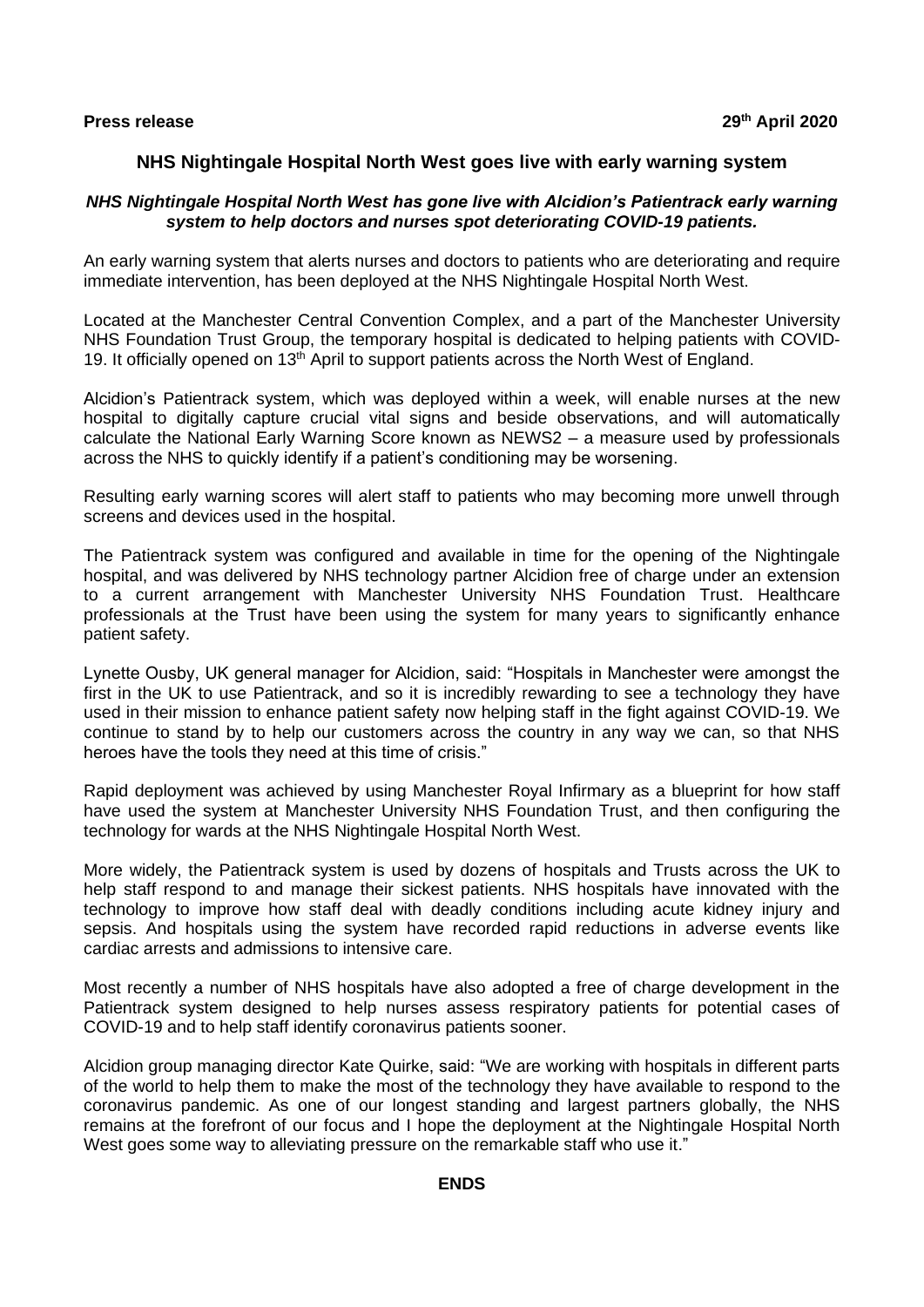**Press release** **29th April 2020**

## NHS Nightingale Hospital North West goes live with early warning system

***NHS Nightingale Hospital North West has gone live with Alcidion's Patientrack early warning system to help doctors and nurses spot deteriorating COVID-19 patients.***

An early warning system that alerts nurses and doctors to patients who are deteriorating and require immediate intervention, has been deployed at the NHS Nightingale Hospital North West.

Located at the Manchester Central Convention Complex, and a part of the Manchester University NHS Foundation Trust Group, the temporary hospital is dedicated to helping patients with COVID-19. It officially opened on 13th April to support patients across the North West of England.

Alcidion's Patientrack system, which was deployed within a week, will enable nurses at the new hospital to digitally capture crucial vital signs and beside observations, and will automatically calculate the National Early Warning Score known as NEWS2 – a measure used by professionals across the NHS to quickly identify if a patient's conditioning may be worsening.

Resulting early warning scores will alert staff to patients who may becoming more unwell through screens and devices used in the hospital.

The Patientrack system was configured and available in time for the opening of the Nightingale hospital, and was delivered by NHS technology partner Alcidion free of charge under an extension to a current arrangement with Manchester University NHS Foundation Trust. Healthcare professionals at the Trust have been using the system for many years to significantly enhance patient safety.

Lynette Ousby, UK general manager for Alcidion, said: "Hospitals in Manchester were amongst the first in the UK to use Patientrack, and so it is incredibly rewarding to see a technology they have used in their mission to enhance patient safety now helping staff in the fight against COVID-19. We continue to stand by to help our customers across the country in any way we can, so that NHS heroes have the tools they need at this time of crisis."

Rapid deployment was achieved by using Manchester Royal Infirmary as a blueprint for how staff have used the system at Manchester University NHS Foundation Trust, and then configuring the technology for wards at the NHS Nightingale Hospital North West.

More widely, the Patientrack system is used by dozens of hospitals and Trusts across the UK to help staff respond to and manage their sickest patients. NHS hospitals have innovated with the technology to improve how staff deal with deadly conditions including acute kidney injury and sepsis. And hospitals using the system have recorded rapid reductions in adverse events like cardiac arrests and admissions to intensive care.

Most recently a number of NHS hospitals have also adopted a free of charge development in the Patientrack system designed to help nurses assess respiratory patients for potential cases of COVID-19 and to help staff identify coronavirus patients sooner.

Alcidion group managing director Kate Quirke, said: "We are working with hospitals in different parts of the world to help them to make the most of the technology they have available to respond to the coronavirus pandemic. As one of our longest standing and largest partners globally, the NHS remains at the forefront of our focus and I hope the deployment at the Nightingale Hospital North West goes some way to alleviating pressure on the remarkable staff who use it."

**ENDS**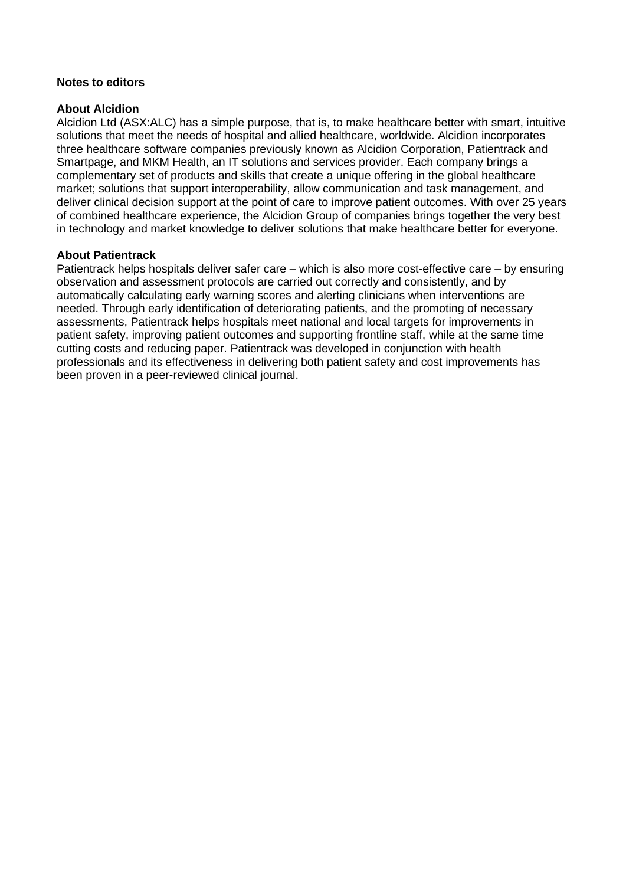**Notes to editors**

**About Alcidion**

Alcidion Ltd (ASX:ALC) has a simple purpose, that is, to make healthcare better with smart, intuitive solutions that meet the needs of hospital and allied healthcare, worldwide. Alcidion incorporates three healthcare software companies previously known as Alcidion Corporation, Patientrack and Smartpage, and MKM Health, an IT solutions and services provider. Each company brings a complementary set of products and skills that create a unique offering in the global healthcare market; solutions that support interoperability, allow communication and task management, and deliver clinical decision support at the point of care to improve patient outcomes. With over 25 years of combined healthcare experience, the Alcidion Group of companies brings together the very best in technology and market knowledge to deliver solutions that make healthcare better for everyone.

**About Patientrack**

Patientrack helps hospitals deliver safer care – which is also more cost-effective care – by ensuring observation and assessment protocols are carried out correctly and consistently, and by automatically calculating early warning scores and alerting clinicians when interventions are needed. Through early identification of deteriorating patients, and the promoting of necessary assessments, Patientrack helps hospitals meet national and local targets for improvements in patient safety, improving patient outcomes and supporting frontline staff, while at the same time cutting costs and reducing paper. Patientrack was developed in conjunction with health professionals and its effectiveness in delivering both patient safety and cost improvements has been proven in a peer-reviewed clinical journal.